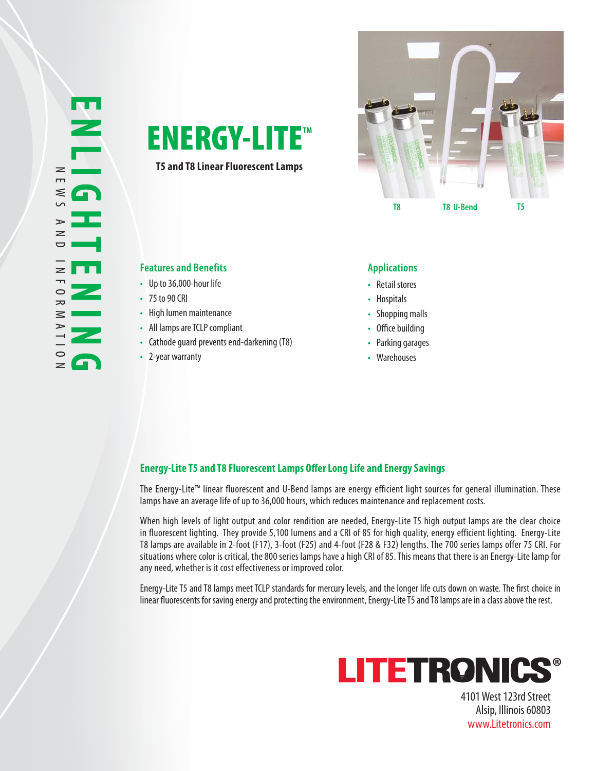ENLIGHTENING

NEWS AND INFORMATION

# ENERGY-LITE™

**T5 and T8 Linear Fluorescent Lamps**

T8 T8 U-Bend T5

## Features and Benefits

- Up to 36,000-hour life
- 75 to 90 CRI
- High lumen maintenance
- All lamps are TCLP compliant
- Cathode guard prevents end-darkening (T8)
- 2-year warranty

## Applications

- Retail stores
- Hospitals
- Shopping malls
- Office building
- Parking garages
- Warehouses

## Energy-Lite T5 and T8 Fluorescent Lamps Offer Long Life and Energy Savings

The Energy-Lite™ linear fluorescent and U-Bend lamps are energy efficient light sources for general illumination. These lamps have an average life of up to 36,000 hours, which reduces maintenance and replacement costs.

When high levels of light output and color rendition are needed, Energy-Lite T5 high output lamps are the clear choice in fluorescent lighting. They provide 5,100 lumens and a CRI of 85 for high quality, energy efficient lighting. Energy-Lite T8 lamps are available in 2-foot (F17), 3-foot (F25) and 4-foot (F28 & F32) lengths. The 700 series lamps offer 75 CRI. For situations where color is critical, the 800 series lamps have a high CRI of 85. This means that there is an Energy-Lite lamp for any need, whether is it cost effectiveness or improved color.

Energy-Lite T5 and T8 lamps meet TCLP standards for mercury levels, and the longer life cuts down on waste. The first choice in linear fluorescents for saving energy and protecting the environment, Energy-Lite T5 and T8 lamps are in a class above the rest.

**LITETRONICS®**

4101 West 123rd Street
Alsip, Illinois 60803
www.Litetronics.com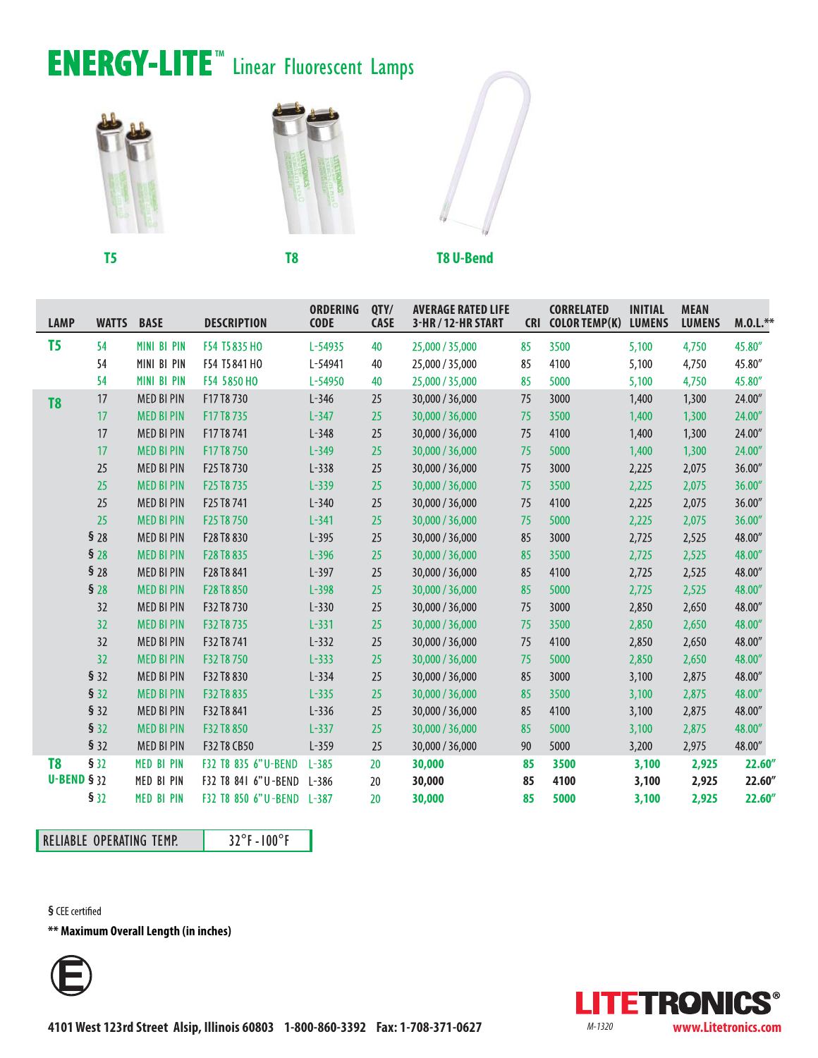# ENERGY-LITE™ Linear Fluorescent Lamps

T5

T8

T8 U-Bend

| LAMP | WATTS | BASE | DESCRIPTION | ORDERING CODE | QTY/ CASE | AVERAGE RATED LIFE 3-HR / 12-HR START | CRI | CORRELATED COLOR TEMP(K) | INITIAL LUMENS | MEAN LUMENS | M.O.L.** |
|---|---|---|---|---|---|---|---|---|---|---|---|
| T5 | 54 | MINI BI PIN | F54 T5835 HO | L-54935 | 40 | 25,000 / 35,000 | 85 | 3500 | 5,100 | 4,750 | 45.80″ |
| | 54 | MINI BI PIN | F54 T5841 HO | L-54941 | 40 | 25,000 / 35,000 | 85 | 4100 | 5,100 | 4,750 | 45.80″ |
| | 54 | MINI BI PIN | F54 5850 HO | L-54950 | 40 | 25,000 / 35,000 | 85 | 5000 | 5,100 | 4,750 | 45.80″ |
| T8 | 17 | MED BI PIN | F17 T8 730 | L-346 | 25 | 30,000 / 36,000 | 75 | 3000 | 1,400 | 1,300 | 24.00″ |
| | 17 | MED BI PIN | F17 T8 735 | L-347 | 25 | 30,000 / 36,000 | 75 | 3500 | 1,400 | 1,300 | 24.00″ |
| | 17 | MED BI PIN | F17 T8 741 | L-348 | 25 | 30,000 / 36,000 | 75 | 4100 | 1,400 | 1,300 | 24.00″ |
| | 17 | MED BI PIN | F17 T8 750 | L-349 | 25 | 30,000 / 36,000 | 75 | 5000 | 1,400 | 1,300 | 24.00″ |
| | 25 | MED BI PIN | F25 T8 730 | L-338 | 25 | 30,000 / 36,000 | 75 | 3000 | 2,225 | 2,075 | 36.00″ |
| | 25 | MED BI PIN | F25 T8 735 | L-339 | 25 | 30,000 / 36,000 | 75 | 3500 | 2,225 | 2,075 | 36.00″ |
| | 25 | MED BI PIN | F25 T8 741 | L-340 | 25 | 30,000 / 36,000 | 75 | 4100 | 2,225 | 2,075 | 36.00″ |
| | 25 | MED BI PIN | F25 T8 750 | L-341 | 25 | 30,000 / 36,000 | 75 | 5000 | 2,225 | 2,075 | 36.00″ |
| | § 28 | MED BI PIN | F28 T8 830 | L-395 | 25 | 30,000 / 36,000 | 85 | 3000 | 2,725 | 2,525 | 48.00″ |
| | § 28 | MED BI PIN | F28 T8 835 | L-396 | 25 | 30,000 / 36,000 | 85 | 3500 | 2,725 | 2,525 | 48.00″ |
| | § 28 | MED BI PIN | F28 T8 841 | L-397 | 25 | 30,000 / 36,000 | 85 | 4100 | 2,725 | 2,525 | 48.00″ |
| | § 28 | MED BI PIN | F28 T8 850 | L-398 | 25 | 30,000 / 36,000 | 85 | 5000 | 2,725 | 2,525 | 48.00″ |
| | 32 | MED BI PIN | F32 T8 730 | L-330 | 25 | 30,000 / 36,000 | 75 | 3000 | 2,850 | 2,650 | 48.00″ |
| | 32 | MED BI PIN | F32 T8 735 | L-331 | 25 | 30,000 / 36,000 | 75 | 3500 | 2,850 | 2,650 | 48.00″ |
| | 32 | MED BI PIN | F32 T8 741 | L-332 | 25 | 30,000 / 36,000 | 75 | 4100 | 2,850 | 2,650 | 48.00″ |
| | 32 | MED BI PIN | F32 T8 750 | L-333 | 25 | 30,000 / 36,000 | 75 | 5000 | 2,850 | 2,650 | 48.00″ |
| | § 32 | MED BI PIN | F32 T8 830 | L-334 | 25 | 30,000 / 36,000 | 85 | 3000 | 3,100 | 2,875 | 48.00″ |
| | § 32 | MED BI PIN | F32 T8 835 | L-335 | 25 | 30,000 / 36,000 | 85 | 3500 | 3,100 | 2,875 | 48.00″ |
| | § 32 | MED BI PIN | F32 T8 841 | L-336 | 25 | 30,000 / 36,000 | 85 | 4100 | 3,100 | 2,875 | 48.00″ |
| | § 32 | MED BI PIN | F32 T8 850 | L-337 | 25 | 30,000 / 36,000 | 85 | 5000 | 3,100 | 2,875 | 48.00″ |
| | § 32 | MED BI PIN | F32 T8 CB50 | L-359 | 25 | 30,000 / 36,000 | 90 | 5000 | 3,200 | 2,975 | 48.00″ |
| T8 U-BEND | § 32 | MED BI PIN | F32 T8 835 6″U-BEND | L-385 | 20 | 30,000 | 85 | 3500 | 3,100 | 2,925 | 22.60″ |
| | § 32 | MED BI PIN | F32 T8 841 6″U-BEND | L-386 | 20 | 30,000 | 85 | 4100 | 3,100 | 2,925 | 22.60″ |
| | § 32 | MED BI PIN | F32 T8 850 6″U-BEND | L-387 | 20 | 30,000 | 85 | 5000 | 3,100 | 2,925 | 22.60″ |

| RELIABLE OPERATING TEMP. | 32°F - 100°F |
|---|---|

§ CEE certified

**** Maximum Overall Length (in inches)**

**4101 West 123rd Street Alsip, Illinois 60803 1-800-860-3392 Fax: 1-708-371-0627**

LITETRONICS®

M-1320

www.Litetronics.com